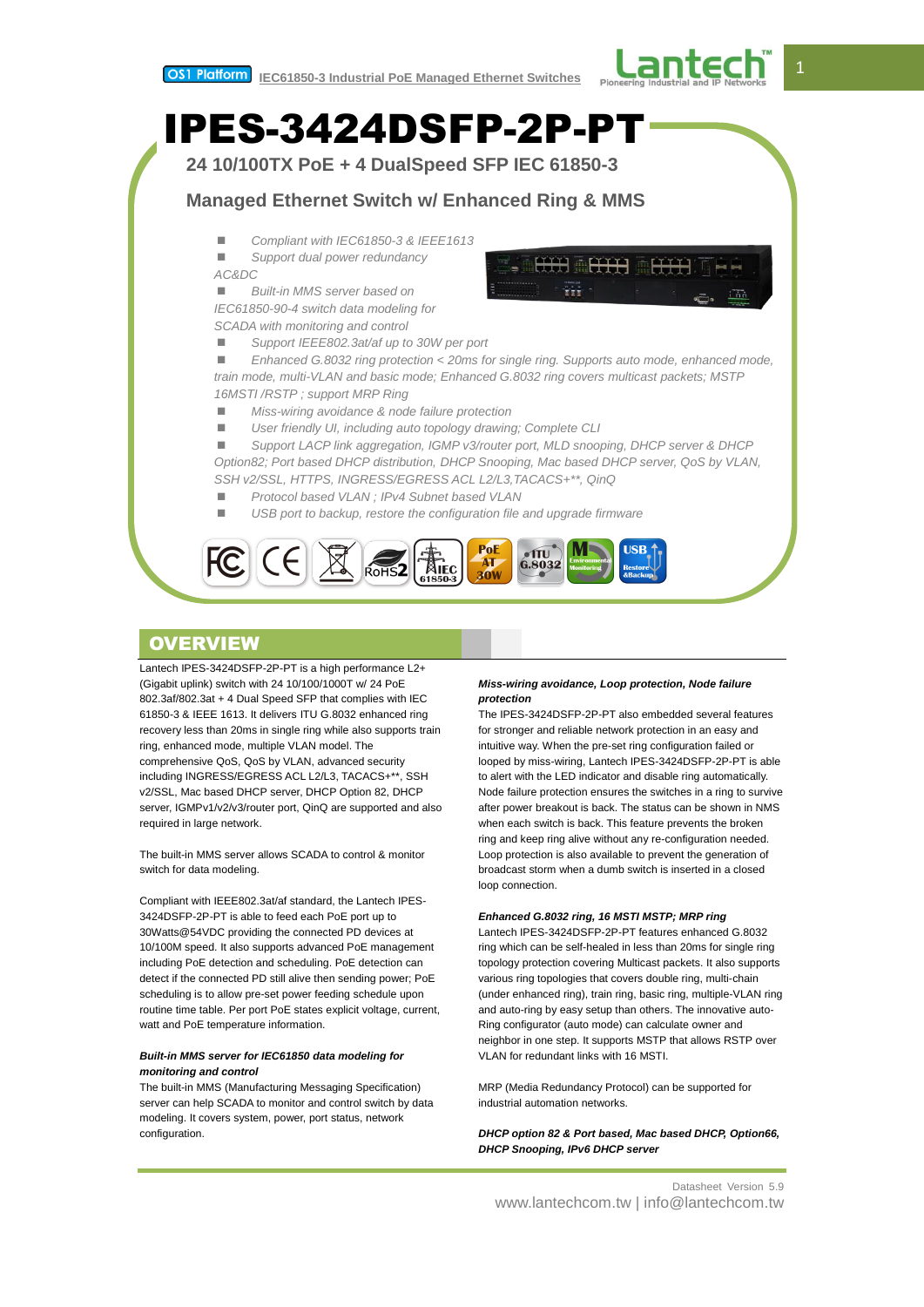# IPES-3424DSFP-2P-PT

## 24 10/100TX PoE + 4 DualSpeed SFP IEC 61850-3

## Managed Ethernet Switch w/ Enhanced Ring & MMS

- *Compliant with IEC61850-3 & IEEE1613*
- *Support dual power redundancy AC&DC*
- *Built-in MMS server based on IEC61850-90-4 switch data modeling for SCADA with monitoring and control*
- *Support IEEE802.3at/af up to 30W per port*
- *Enhanced G.8032 ring protection < 20ms for single ring. Supports auto mode, enhanced mode, train mode, multi-VLAN and basic mode; Enhanced G.8032 ring covers multicast packets; MSTP 16MSTI /RSTP ; support MRP Ring*
- *Miss-wiring avoidance & node failure protection*
- *User friendly UI, including auto topology drawing; Complete CLI*
- *Support LACP link aggregation, IGMP v3/router port, MLD snooping, DHCP server & DHCP Option82; Port based DHCP distribution, DHCP Snooping, Mac based DHCP server, QoS by VLAN, SSH v2/SSL, HTTPS, INGRESS/EGRESS ACL L2/L3,TACACS+**, QinQ*
- *Protocol based VLAN ; IPv4 Subnet based VLAN*
- *USB port to backup, restore the configuration file and upgrade firmware*

## OVERVIEW

Lantech IPES-3424DSFP-2P-PT is a high performance L2+ (Gigabit uplink) switch with 24 10/100/1000T w/ 24 PoE 802.3af/802.3at + 4 Dual Speed SFP that complies with IEC 61850-3 & IEEE 1613. It delivers ITU G.8032 enhanced ring recovery less than 20ms in single ring while also supports train ring, enhanced mode, multiple VLAN model. The comprehensive QoS, QoS by VLAN, advanced security including INGRESS/EGRESS ACL L2/L3, TACACS+**, SSH v2/SSL, Mac based DHCP server, DHCP Option 82, DHCP server, IGMPv1/v2/v3/router port, QinQ are supported and also required in large network.

The built-in MMS server allows SCADA to control & monitor switch for data modeling.

Compliant with IEEE802.3at/af standard, the Lantech IPES-3424DSFP-2P-PT is able to feed each PoE port up to 30Watts@54VDC providing the connected PD devices at 10/100M speed. It also supports advanced PoE management including PoE detection and scheduling. PoE detection can detect if the connected PD still alive then sending power; PoE scheduling is to allow pre-set power feeding schedule upon routine time table. Per port PoE states explicit voltage, current, watt and PoE temperature information.

***Built-in MMS server for IEC61850 data modeling for monitoring and control***

The built-in MMS (Manufacturing Messaging Specification) server can help SCADA to monitor and control switch by data modeling. It covers system, power, port status, network configuration.

***Miss-wiring avoidance, Loop protection, Node failure protection***

The IPES-3424DSFP-2P-PT also embedded several features for stronger and reliable network protection in an easy and intuitive way. When the pre-set ring configuration failed or looped by miss-wiring, Lantech IPES-3424DSFP-2P-PT is able to alert with the LED indicator and disable ring automatically. Node failure protection ensures the switches in a ring to survive after power breakout is back. The status can be shown in NMS when each switch is back. This feature prevents the broken ring and keep ring alive without any re-configuration needed. Loop protection is also available to prevent the generation of broadcast storm when a dumb switch is inserted in a closed loop connection.

***Enhanced G.8032 ring, 16 MSTI MSTP; MRP ring***

Lantech IPES-3424DSFP-2P-PT features enhanced G.8032 ring which can be self-healed in less than 20ms for single ring topology protection covering Multicast packets. It also supports various ring topologies that covers double ring, multi-chain (under enhanced ring), train ring, basic ring, multiple-VLAN ring and auto-ring by easy setup than others. The innovative auto-Ring configurator (auto mode) can calculate owner and neighbor in one step. It supports MSTP that allows RSTP over VLAN for redundant links with 16 MSTI.

MRP (Media Redundancy Protocol) can be supported for industrial automation networks.

***DHCP option 82 & Port based, Mac based DHCP, Option66, DHCP Snooping, IPv6 DHCP server***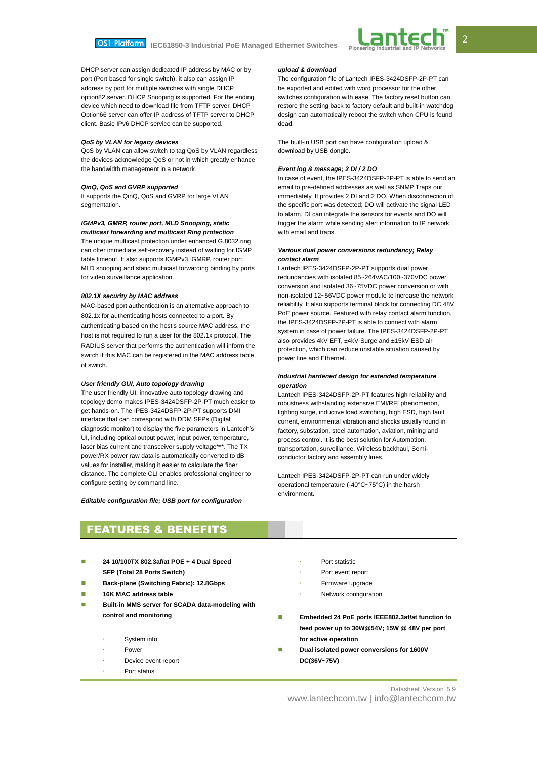DHCP server can assign dedicated IP address by MAC or by port (Port based for single switch), it also can assign IP address by port for multiple switches with single DHCP option82 server. DHCP Snooping is supported. For the ending device which need to download file from TFTP server, DHCP Option66 server can offer IP address of TFTP server to DHCP client. Basic IPv6 DHCP service can be supported.

***QoS by VLAN for legacy devices***

QoS by VLAN can allow switch to tag QoS by VLAN regardless the devices acknowledge QoS or not in which greatly enhance the bandwidth management in a network.

***QinQ, QoS and GVRP supported***

It supports the QinQ, QoS and GVRP for large VLAN segmentation.

***IGMPv3, GMRP, router port, MLD Snooping, static multicast forwarding and multicast Ring protection***

The unique multicast protection under enhanced G.8032 ring can offer immediate self-recovery instead of waiting for IGMP table timeout. It also supports IGMPv3, GMRP, router port, MLD snooping and static multicast forwarding binding by ports for video surveillance application.

***802.1X security by MAC address***

MAC-based port authentication is an alternative approach to 802.1x for authenticating hosts connected to a port. By authenticating based on the host's source MAC address, the host is not required to run a user for the 802.1x protocol. The RADIUS server that performs the authentication will inform the switch if this MAC can be registered in the MAC address table of switch.

***User friendly GUI, Auto topology drawing***

The user friendly UI, innovative auto topology drawing and topology demo makes IPES-3424DSFP-2P-PT much easier to get hands-on. The IPES-3424DSFP-2P-PT supports DMI interface that can correspond with DDM SFPs (Digital diagnostic monitor) to display the five parameters in Lantech's UI, including optical output power, input power, temperature, laser bias current and transceiver supply voltage***. The TX power/RX power raw data is automatically converted to dB values for installer, making it easier to calculate the fiber distance. The complete CLI enables professional engineer to configure setting by command line.

***Editable configuration file; USB port for configuration upload & download***

The configuration file of Lantech IPES-3424DSFP-2P-PT can be exported and edited with word processor for the other switches configuration with ease. The factory reset button can restore the setting back to factory default and built-in watchdog design can automatically reboot the switch when CPU is found dead.

The built-in USB port can have configuration upload & download by USB dongle.

***Event log & message; 2 DI / 2 DO***

In case of event, the IPES-3424DSFP-2P-PT is able to send an email to pre-defined addresses as well as SNMP Traps our immediately. It provides 2 DI and 2 DO. When disconnection of the specific port was detected; DO will activate the signal LED to alarm. DI can integrate the sensors for events and DO will trigger the alarm while sending alert information to IP network with email and traps.

***Various dual power conversions redundancy; Relay contact alarm***

Lantech IPES-3424DSFP-2P-PT supports dual power redundancies with isolated 85~264VAC/100~370VDC power conversion and isolated 36~75VDC power conversion or with non-isolated 12~56VDC power module to increase the network reliability. It also supports terminal block for connecting DC 48V PoE power source. Featured with relay contact alarm function, the IPES-3424DSFP-2P-PT is able to connect with alarm system in case of power failure. The IPES-3424DSFP-2P-PT also provides 4kV EFT, ±4kV Surge and ±15kV ESD air protection, which can reduce unstable situation caused by power line and Ethernet.

***Industrial hardened design for extended temperature operation***

Lantech IPES-3424DSFP-2P-PT features high reliability and robustness withstanding extensive EMI/RFI phenomenon, lighting surge, inductive load switching, high ESD, high fault current, environmental vibration and shocks usually found in factory, substation, steel automation, aviation, mining and process control. It is the best solution for Automation, transportation, surveillance, Wireless backhaul, Semi-conductor factory and assembly lines.

Lantech IPES-3424DSFP-2P-PT can run under widely operational temperature (-40°C~75°C) in the harsh environment.

## FEATURES & BENEFITS

- **24 10/100TX 802.3af/at POE + 4 Dual Speed SFP (Total 28 Ports Switch)**
- **Back-plane (Switching Fabric): 12.8Gbps**
- **16K MAC address table**
- **Built-in MMS server for SCADA data-modeling with control and monitoring**
  - System info
  - Power
  - Device event report
  - Port status
  - Port statistic
  - Port event report
  - Firmware upgrade
  - Network configuration
- **Embedded 24 PoE ports IEEE802.3af/at function to feed power up to 30W@54V; 15W @ 48V per port for active operation**
- **Dual isolated power conversions for 1600V DC(36V~75V)**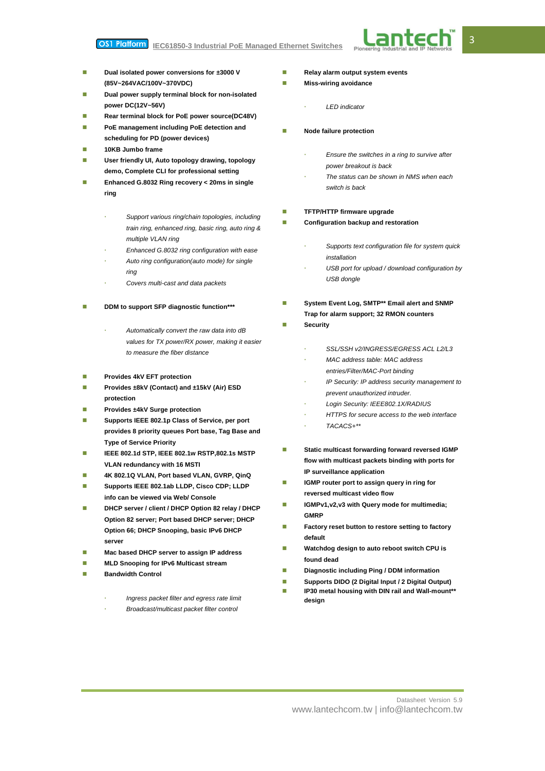- **Dual isolated power conversions for ±3000 V (85V~264VAC/100V~370VDC)**
- **Dual power supply terminal block for non-isolated power DC(12V~56V)**
- **Rear terminal block for PoE power source(DC48V)**
- **PoE management including PoE detection and scheduling for PD (power devices)**
- **10KB Jumbo frame**
- **User friendly UI, Auto topology drawing, topology demo, Complete CLI for professional setting**
- **Enhanced G.8032 Ring recovery < 20ms in single ring**
    - *Support various ring/chain topologies, including train ring, enhanced ring, basic ring, auto ring & multiple VLAN ring*
    - *Enhanced G.8032 ring configuration with ease*
    - *Auto ring configuration(auto mode) for single ring*
    - *Covers multi-cast and data packets*
- **DDM to support SFP diagnostic function*****
    - *Automatically convert the raw data into dB values for TX power/RX power, making it easier to measure the fiber distance*
- **Provides 4kV EFT protection**
- **Provides ±8kV (Contact) and ±15kV (Air) ESD protection**
- **Provides ±4kV Surge protection**
- **Supports IEEE 802.1p Class of Service, per port provides 8 priority queues Port base, Tag Base and Type of Service Priority**
- **IEEE 802.1d STP, IEEE 802.1w RSTP,802.1s MSTP VLAN redundancy with 16 MSTI**
- **4K 802.1Q VLAN, Port based VLAN, GVRP, QinQ**
- **Supports IEEE 802.1ab LLDP, Cisco CDP; LLDP info can be viewed via Web/ Console**
- **DHCP server / client / DHCP Option 82 relay / DHCP Option 82 server; Port based DHCP server; DHCP Option 66; DHCP Snooping, basic IPv6 DHCP server**
- **Mac based DHCP server to assign IP address**
- **MLD Snooping for IPv6 Multicast stream**
- **Bandwidth Control**
    - *Ingress packet filter and egress rate limit*
    - *Broadcast/multicast packet filter control*
- **Relay alarm output system events**
- **Miss-wiring avoidance**
    - *LED indicator*
- **Node failure protection**
    - *Ensure the switches in a ring to survive after power breakout is back*
    - *The status can be shown in NMS when each switch is back*
- **TFTP/HTTP firmware upgrade**
- **Configuration backup and restoration**
    - *Supports text configuration file for system quick installation*
    - *USB port for upload / download configuration by USB dongle*
- **System Event Log, SMTP** Email alert and SNMP Trap for alarm support; 32 RMON counters**
- **Security**
    - *SSL/SSH v2/INGRESS/EGRESS ACL L2/L3*
    - *MAC address table: MAC address entries/Filter/MAC-Port binding*
    - *IP Security: IP address security management to prevent unauthorized intruder.*
    - *Login Security: IEEE802.1X/RADIUS*
    - *HTTPS for secure access to the web interface*
    - *TACACS+***
- **Static multicast forwarding forward reversed IGMP flow with multicast packets binding with ports for IP surveillance application**
- **IGMP router port to assign query in ring for reversed multicast video flow**
- **IGMPv1,v2,v3 with Query mode for multimedia; GMRP**
- **Factory reset button to restore setting to factory default**
- **Watchdog design to auto reboot switch CPU is found dead**
- **Diagnostic including Ping / DDM information**
- **Supports DIDO (2 Digital Input / 2 Digital Output)**
- **IP30 metal housing with DIN rail and Wall-mount** design**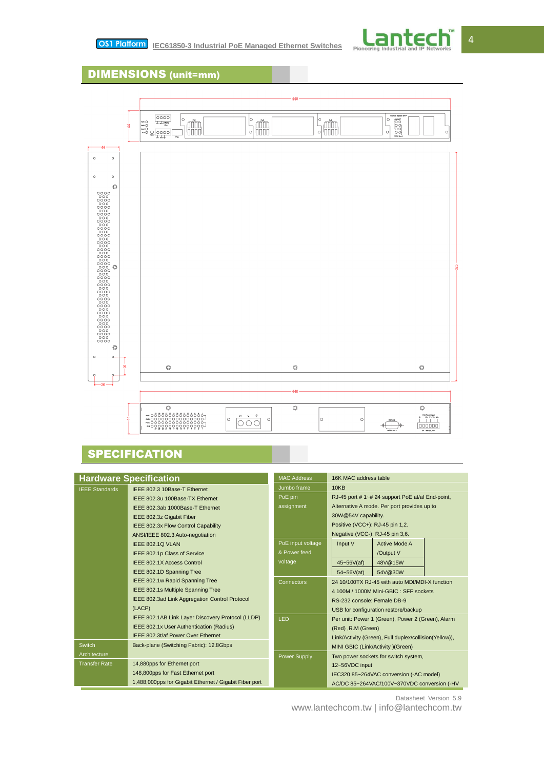## DIMENSIONS (unit=mm)

## SPECIFICATION

### Hardware Specification

| | |
|---|---|
| IEEE Standards | IEEE 802.3 10Base-T Ethernet<br>IEEE 802.3u 100Base-TX Ethernet<br>IEEE 802.3ab 1000Base-T Ethernet<br>IEEE 802.3z Gigabit Fiber<br>IEEE 802.3x Flow Control Capability<br>ANSI/IEEE 802.3 Auto-negotiation<br>IEEE 802.1Q VLAN<br>IEEE 802.1p Class of Service<br>IEEE 802.1X Access Control<br>IEEE 802.1D Spanning Tree<br>IEEE 802.1w Rapid Spanning Tree<br>IEEE 802.1s Multiple Spanning Tree<br>IEEE 802.3ad Link Aggregation Control Protocol (LACP)<br>IEEE 802.1AB Link Layer Discovery Protocol (LLDP)<br>IEEE 802.1x User Authentication (Radius)<br>IEEE 802.3t/af Power Over Ethernet |
| Switch Architecture | Back-plane (Switching Fabric): 12.8Gbps |
| Transfer Rate | 14,880pps for Ethernet port<br>148,800pps for Fast Ethernet port<br>1,488,000pps for Gigabit Ethernet / Gigabit Fiber port |
| MAC Address | 16K MAC address table |
| Jumbo frame | 10KB |
| PoE pin assignment | RJ-45 port # 1~# 24 support PoE at/af End-point, Alternative A mode. Per port provides up to 30W@54V capability.<br>Positive (VCC+): RJ-45 pin 1,2.<br>Negative (VCC-): RJ-45 pin 3,6. |
| PoE input voltage & Power feed voltage | Input V / Active Mode A /Output V:<br>45~56V(af) — 48V@15W<br>54~56V(at) — 54V@30W |
| Connectors | 24 10/100TX RJ-45 with auto MDI/MDI-X function<br>4 100M / 1000M Mini-GBIC : SFP sockets<br>RS-232 console: Female DB-9<br>USB for configuration restore/backup |
| LED | Per unit: Power 1 (Green), Power 2 (Green), Alarm (Red) ,R.M (Green)<br>Link/Activity (Green), Full duplex/collision(Yellow)),<br>MINI GBIC (Link/Activity )(Green) |
| Power Supply | Two power sockets for switch system,<br>12~56VDC input<br>IEC320 85~264VAC conversion (-AC model)<br>AC/DC 85~264VAC/100V~370VDC conversion (-HV |

Datasheet Version 5.9

www.lantechcom.tw | info@lantechcom.tw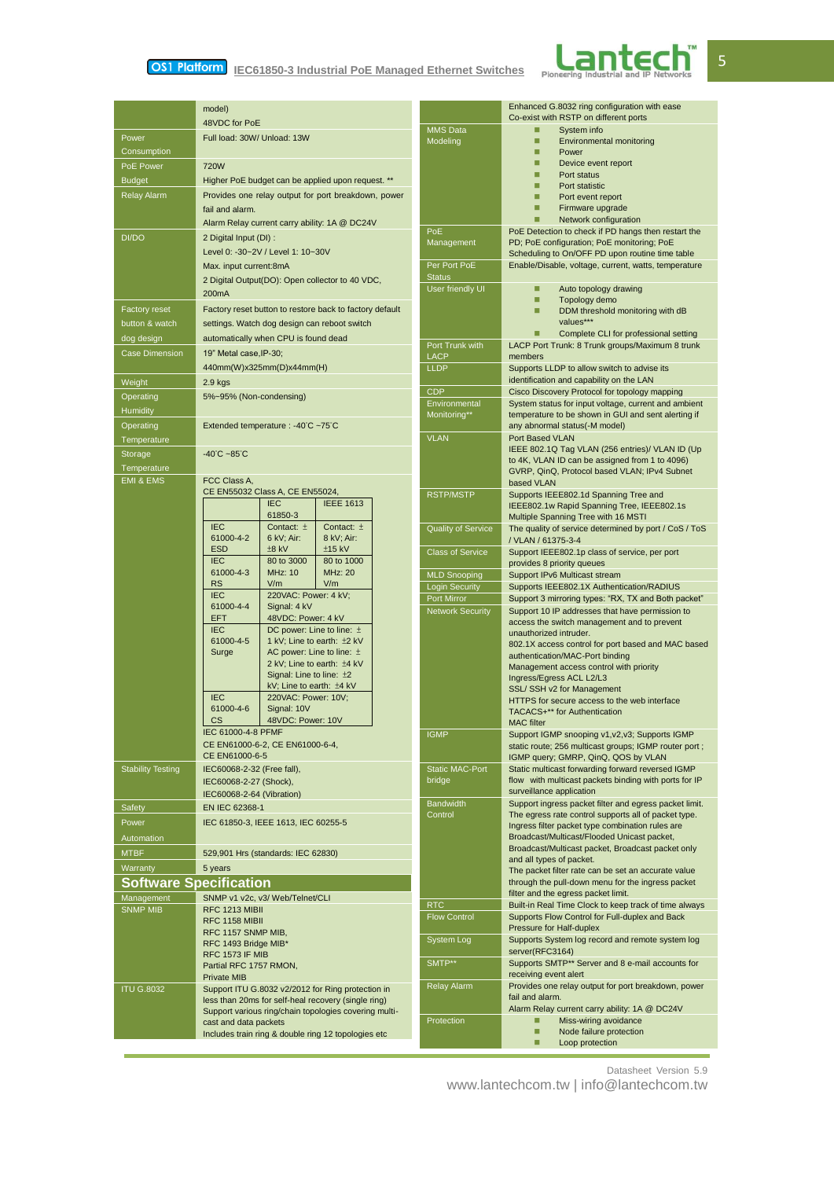| | |
|---|---|
| | model)<br>48VDC for PoE |
| Power Consumption | Full load: 30W/ Unload: 13W |
| PoE Power Budget | 720W<br>Higher PoE budget can be applied upon request. ** |
| Relay Alarm | Provides one relay output for port breakdown, power fail and alarm.<br>Alarm Relay current carry ability: 1A @ DC24V |
| DI/DO | 2 Digital Input (DI) :<br>Level 0: -30~2V / Level 1: 10~30V<br>Max. input current:8mA<br>2 Digital Output(DO): Open collector to 40 VDC, 200mA |
| Factory reset button & watch dog design | Factory reset button to restore back to factory default settings. Watch dog design can reboot switch automatically when CPU is found dead |
| Case Dimension | 19" Metal case,IP-30;<br>440mm(W)x325mm(D)x44mm(H) |
| Weight | 2.9 kgs |
| Operating Humidity | 5%~95% (Non-condensing) |
| Operating Temperature | Extended temperature : -40°C ~75°C |
| Storage Temperature | -40°C ~85°C |
| EMI & EMS | FCC Class A,<br>CE EN55032 Class A, CE EN55024, |

| | IEC 61850-3 | IEEE 1613 |
|---|---|---|
| IEC 61000-4-2 ESD | Contact: ± 6 kV; Air: ±8 kV | Contact: ± 8 kV; Air: ±15 kV |
| IEC 61000-4-3 RS | 80 to 3000 MHz: 10 V/m | 80 to 1000 MHz: 20 V/m |
| IEC 61000-4-4 EFT | 220VAC: Power: 4 kV; Signal: 4 kV<br>48VDC: Power: 4 kV | |
| IEC 61000-4-5 Surge | DC power: Line to line: ± 1 kV; Line to earth: ±2 kV<br>AC power: Line to line: ± 2 kV; Line to earth: ±4 kV<br>Signal: Line to line: ±2 kV; Line to earth: ±4 kV | |
| IEC 61000-4-6 CS | 220VAC: Power: 10V; Signal: 10V<br>48VDC: Power: 10V | |

| | |
|---|---|
| EMI & EMS (cont.) | IEC 61000-4-8 PFMF<br>CE EN61000-6-2, CE EN61000-6-4, CE EN61000-6-5 |
| Stability Testing | IEC60068-2-32 (Free fall),<br>IEC60068-2-27 (Shock),<br>IEC60068-2-64 (Vibration) |
| Safety | EN IEC 62368-1 |
| Power Automation | IEC 61850-3, IEEE 1613, IEC 60255-5 |
| MTBF | 529,901 Hrs (standards: IEC 62830) |
| Warranty | 5 years |

## Software Specification

| | |
|---|---|
| Management | SNMP v1 v2c, v3/ Web/Telnet/CLI |
| SNMP MIB | RFC 1213 MIBII<br>RFC 1158 MIBII<br>RFC 1157 SNMP MIB,<br>RFC 1493 Bridge MIB*<br>RFC 1573 IF MIB<br>Partial RFC 1757 RMON,<br>Private MIB |
| ITU G.8032 | Support ITU G.8032 v2/2012 for Ring protection in less than 20ms for self-heal recovery (single ring)<br>Support various ring/chain topologies covering multi-cast and data packets<br>Includes train ring & double ring 12 topologies etc<br>Enhanced G.8032 ring configuration with ease<br>Co-exist with RSTP on different ports |
| MMS Data Modeling | ■ System info<br>■ Environmental monitoring<br>■ Power<br>■ Device event report<br>■ Port status<br>■ Port statistic<br>■ Port event report<br>■ Firmware upgrade<br>■ Network configuration |
| PoE Management | PoE Detection to check if PD hangs then restart the PD; PoE configuration; PoE monitoring; PoE Scheduling to On/OFF PD upon routine time table |
| Per Port PoE Status | Enable/Disable, voltage, current, watts, temperature |
| User friendly UI | ■ Auto topology drawing<br>■ Topology demo<br>■ DDM threshold monitoring with dB values***<br>■ Complete CLI for professional setting |
| Port Trunk with LACP | LACP Port Trunk: 8 Trunk groups/Maximum 8 trunk members |
| LLDP | Supports LLDP to allow switch to advise its identification and capability on the LAN |
| CDP | Cisco Discovery Protocol for topology mapping |
| Environmental Monitoring** | System status for input voltage, current and ambient temperature to be shown in GUI and sent alerting if any abnormal status(-M model) |
| VLAN | Port Based VLAN<br>IEEE 802.1Q Tag VLAN (256 entries)/ VLAN ID (Up to 4K, VLAN ID can be assigned from 1 to 4096)<br>GVRP, QinQ, Protocol based VLAN; IPv4 Subnet based VLAN |
| RSTP/MSTP | Supports IEEE802.1d Spanning Tree and IEEE802.1w Rapid Spanning Tree, IEEE802.1s Multiple Spanning Tree with 16 MSTI |
| Quality of Service | The quality of service determined by port / CoS / ToS / VLAN / 61375-3-4 |
| Class of Service | Support IEEE802.1p class of service, per port provides 8 priority queues |
| MLD Snooping | Support IPv6 Multicast stream |
| Login Security | Supports IEEE802.1X Authentication/RADIUS |
| Port Mirror | Support 3 mirroring types: "RX, TX and Both packet" |
| Network Security | Support 10 IP addresses that have permission to access the switch management and to prevent unauthorized intruder.<br>802.1X access control for port based and MAC based authentication/MAC-Port binding<br>Management access control with priority<br>Ingress/Egress ACL L2/L3<br>SSL/ SSH v2 for Management<br>HTTPS for secure access to the web interface<br>TACACS+** for Authentication<br>MAC filter |
| IGMP | Support IGMP snooping v1,v2,v3; Supports IGMP static route; 256 multicast groups; IGMP router port ; IGMP query; GMRP, QinQ, QOS by VLAN |
| Static MAC-Port bridge | Static multicast forwarding forward reversed IGMP flow with multicast packets binding with ports for IP surveillance application |
| Bandwidth Control | Support ingress packet filter and egress packet limit.<br>The egress rate control supports all of packet type.<br>Ingress filter packet type combination rules are Broadcast/Multicast/Flooded Unicast packet, Broadcast/Multicast packet, Broadcast packet only and all types of packet.<br>The packet filter rate can be set an accurate value through the pull-down menu for the ingress packet filter and the egress packet limit. |
| RTC | Built-in Real Time Clock to keep track of time always |
| Flow Control | Supports Flow Control for Full-duplex and Back Pressure for Half-duplex |
| System Log | Supports System log record and remote system log server(RFC3164) |
| SMTP** | Supports SMTP** Server and 8 e-mail accounts for receiving event alert |
| Relay Alarm | Provides one relay output for port breakdown, power fail and alarm.<br>Alarm Relay current carry ability: 1A @ DC24V |
| Protection | ■ Miss-wiring avoidance<br>■ Node failure protection<br>■ Loop protection |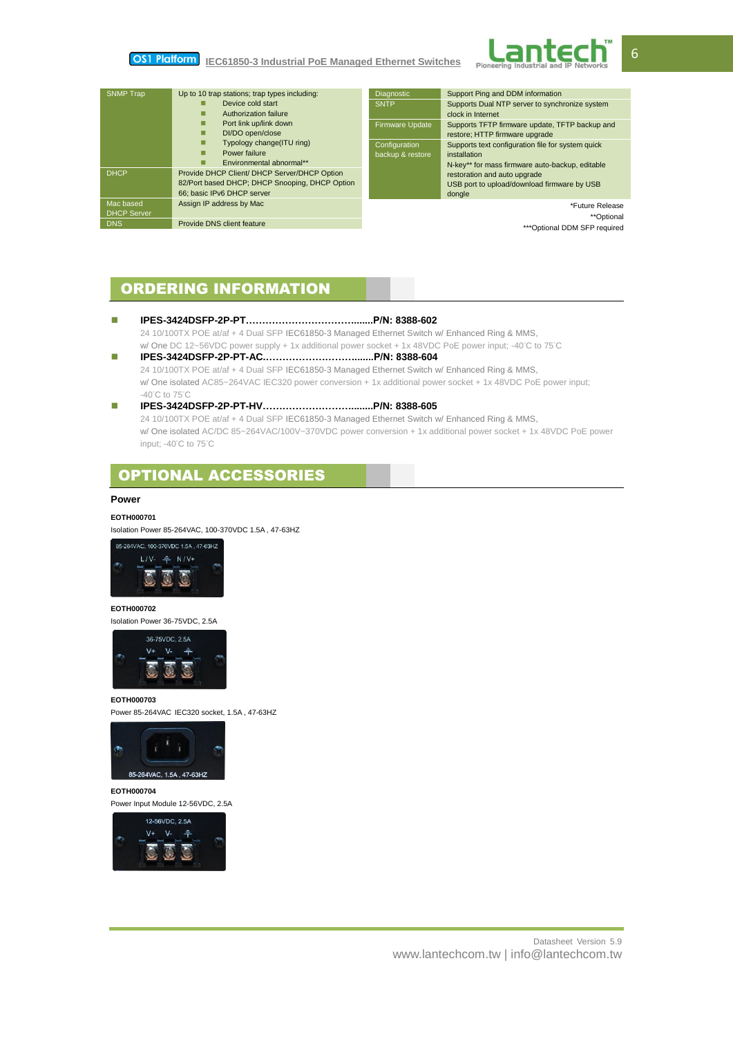| SNMP Trap | Up to 10 trap stations; trap types including: <br> ■ Device cold start <br> ■ Authorization failure <br> ■ Port link up/link down <br> ■ DI/DO open/close <br> ■ Typology change(ITU ring) <br> ■ Power failure <br> ■ Environmental abnormal** |
|---|---|
| DHCP | Provide DHCP Client/ DHCP Server/DHCP Option 82/Port based DHCP; DHCP Snooping, DHCP Option 66; basic IPv6 DHCP server |
| Mac based DHCP Server | Assign IP address by Mac |
| DNS | Provide DNS client feature |

| Diagnostic | Support Ping and DDM information |
|---|---|
| SNTP | Supports Dual NTP server to synchronize system clock in Internet |
| Firmware Update | Supports TFTP firmware update, TFTP backup and restore; HTTP firmware upgrade |
| Configuration backup & restore | Supports text configuration file for system quick installation <br> N-key** for mass firmware auto-backup, editable restoration and auto upgrade <br> USB port to upload/download firmware by USB dongle |

*Future Release
**Optional
***Optional DDM SFP required

## ORDERING INFORMATION

- **IPES-3424DSFP-2P-PT…………………………….......P/N: 8388-602**
  24 10/100TX POE at/af + 4 Dual SFP IEC61850-3 Managed Ethernet Switch w/ Enhanced Ring & MMS,
  w/ One DC 12~56VDC power supply + 1x additional power socket + 1x 48VDC PoE power input; -40°C to 75°C
- **IPES-3424DSFP-2P-PT-AC.…………………………......P/N: 8388-604**
  24 10/100TX POE at/af + 4 Dual SFP IEC61850-3 Managed Ethernet Switch w/ Enhanced Ring & MMS,
  w/ One isolated AC85~264VAC IEC320 power conversion + 1x additional power socket + 1x 48VDC PoE power input; -40°C to 75°C
- **IPES-3424DSFP-2P-PT-HV…………………………........P/N: 8388-605**
  24 10/100TX POE at/af + 4 Dual SFP IEC61850-3 Managed Ethernet Switch w/ Enhanced Ring & MMS,
  w/ One isolated AC/DC 85~264VAC/100V~370VDC power conversion + 1x additional power socket + 1x 48VDC PoE power input; -40°C to 75°C

## OPTIONAL ACCESSORIES

### Power

**EOTH000701**
Isolation Power 85-264VAC, 100-370VDC 1.5A , 47-63HZ

**EOTH000702**
Isolation Power 36-75VDC, 2.5A

**EOTH000703**
Power 85-264VAC IEC320 socket, 1.5A , 47-63HZ

**EOTH000704**
Power Input Module 12-56VDC, 2.5A

Datasheet Version 5.9
www.lantechcom.tw | info@lantechcom.tw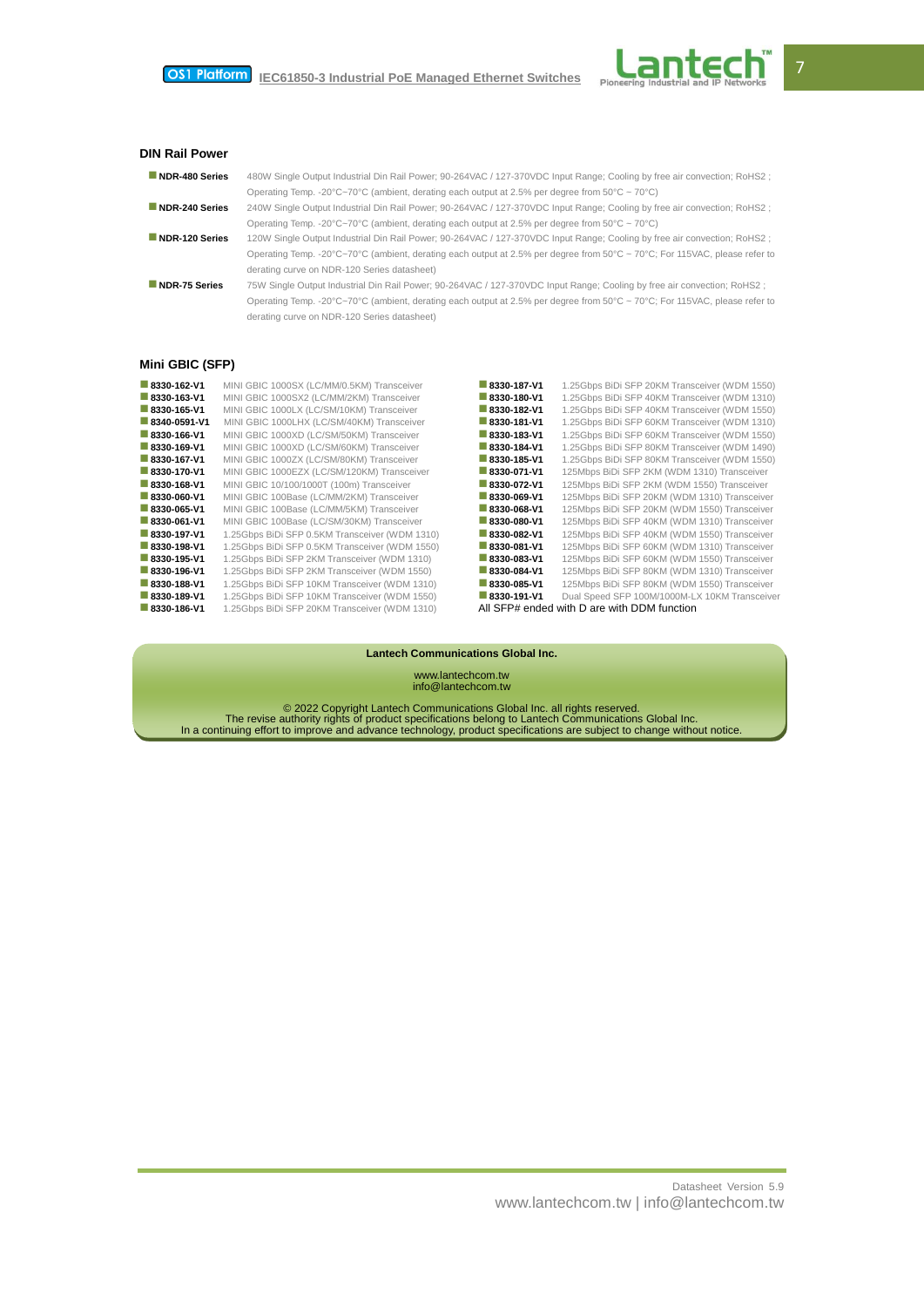## DIN Rail Power

- **NDR-480 Series** 480W Single Output Industrial Din Rail Power; 90-264VAC / 127-370VDC Input Range; Cooling by free air convection; RoHS2 ; Operating Temp. -20°C~70°C (ambient, derating each output at 2.5% per degree from 50°C ~ 70°C)
- **NDR-240 Series** 240W Single Output Industrial Din Rail Power; 90-264VAC / 127-370VDC Input Range; Cooling by free air convection; RoHS2 ; Operating Temp. -20°C~70°C (ambient, derating each output at 2.5% per degree from 50°C ~ 70°C)
- **NDR-120 Series** 120W Single Output Industrial Din Rail Power; 90-264VAC / 127-370VDC Input Range; Cooling by free air convection; RoHS2 ; Operating Temp. -20°C~70°C (ambient, derating each output at 2.5% per degree from 50°C ~ 70°C; For 115VAC, please refer to derating curve on NDR-120 Series datasheet)
- **NDR-75 Series** 75W Single Output Industrial Din Rail Power; 90-264VAC / 127-370VDC Input Range; Cooling by free air convection; RoHS2 ; Operating Temp. -20°C~70°C (ambient, derating each output at 2.5% per degree from 50°C ~ 70°C; For 115VAC, please refer to derating curve on NDR-120 Series datasheet)

## Mini GBIC (SFP)

- **8330-162-V1** MINI GBIC 1000SX (LC/MM/0.5KM) Transceiver
- **8330-163-V1** MINI GBIC 1000SX2 (LC/MM/2KM) Transceiver
- **8330-165-V1** MINI GBIC 1000LX (LC/SM/10KM) Transceiver
- **8340-0591-V1** MINI GBIC 1000LHX (LC/SM/40KM) Transceiver
- **8330-166-V1** MINI GBIC 1000XD (LC/SM/50KM) Transceiver
- **8330-169-V1** MINI GBIC 1000XD (LC/SM/60KM) Transceiver
- **8330-167-V1** MINI GBIC 1000ZX (LC/SM/80KM) Transceiver
- **8330-170-V1** MINI GBIC 1000EZX (LC/SM/120KM) Transceiver
- **8330-168-V1** MINI GBIC 10/100/1000T (100m) Transceiver
- **8330-060-V1** MINI GBIC 100Base (LC/MM/2KM) Transceiver
- **8330-065-V1** MINI GBIC 100Base (LC/MM/5KM) Transceiver
- **8330-061-V1** MINI GBIC 100Base (LC/SM/30KM) Transceiver
- **8330-197-V1** 1.25Gbps BiDi SFP 0.5KM Transceiver (WDM 1310)
- **8330-198-V1** 1.25Gbps BiDi SFP 0.5KM Transceiver (WDM 1550)
- **8330-195-V1** 1.25Gbps BiDi SFP 2KM Transceiver (WDM 1310)
- **8330-196-V1** 1.25Gbps BiDi SFP 2KM Transceiver (WDM 1550)
- **8330-188-V1** 1.25Gbps BiDi SFP 10KM Transceiver (WDM 1310)
- **8330-189-V1** 1.25Gbps BiDi SFP 10KM Transceiver (WDM 1550)
- **8330-186-V1** 1.25Gbps BiDi SFP 20KM Transceiver (WDM 1310)
- **8330-187-V1** 1.25Gbps BiDi SFP 20KM Transceiver (WDM 1550)
- **8330-180-V1** 1.25Gbps BiDi SFP 40KM Transceiver (WDM 1310)
- **8330-182-V1** 1.25Gbps BiDi SFP 40KM Transceiver (WDM 1550)
- **8330-181-V1** 1.25Gbps BiDi SFP 60KM Transceiver (WDM 1310)
- **8330-183-V1** 1.25Gbps BiDi SFP 60KM Transceiver (WDM 1550)
- **8330-184-V1** 1.25Gbps BiDi SFP 80KM Transceiver (WDM 1490)
- **8330-185-V1** 1.25Gbps BiDi SFP 80KM Transceiver (WDM 1550)
- **8330-071-V1** 125Mbps BiDi SFP 2KM (WDM 1310) Transceiver
- **8330-072-V1** 125Mbps BiDi SFP 2KM (WDM 1550) Transceiver
- **8330-069-V1** 125Mbps BiDi SFP 20KM (WDM 1310) Transceiver
- **8330-068-V1** 125Mbps BiDi SFP 20KM (WDM 1550) Transceiver
- **8330-080-V1** 125Mbps BiDi SFP 40KM (WDM 1310) Transceiver
- **8330-082-V1** 125Mbps BiDi SFP 40KM (WDM 1550) Transceiver
- **8330-081-V1** 125Mbps BiDi SFP 60KM (WDM 1310) Transceiver
- **8330-083-V1** 125Mbps BiDi SFP 60KM (WDM 1550) Transceiver
- **8330-084-V1** 125Mbps BiDi SFP 80KM (WDM 1310) Transceiver
- **8330-085-V1** 125Mbps BiDi SFP 80KM (WDM 1550) Transceiver
- **8330-191-V1** Dual Speed SFP 100M/1000M-LX 10KM Transceiver

All SFP# ended with D are with DDM function

**Lantech Communications Global Inc.**

www.lantechcom.tw
info@lantechcom.tw

© 2022 Copyright Lantech Communications Global Inc. all rights reserved.
The revise authority rights of product specifications belong to Lantech Communications Global Inc.
In a continuing effort to improve and advance technology, product specifications are subject to change without notice.

Datasheet Version 5.9